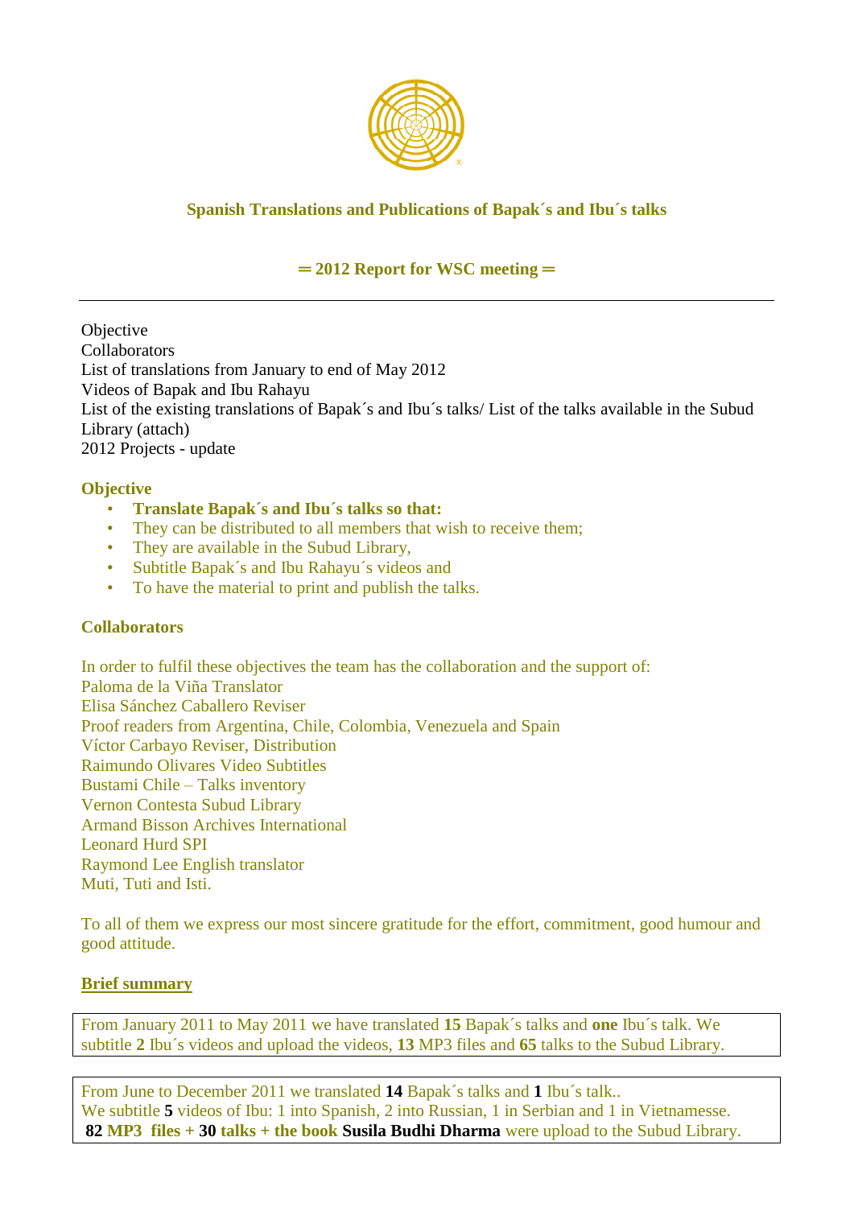## Spanish Translations and Publications of Bapak´s and Ibu´s talks

### ═ 2012 Report for WSC meeting ═

---

Objective
Collaborators
List of translations from January to end of May 2012
Videos of Bapak and Ibu Rahayu
List of the existing translations of Bapak´s and Ibu´s talks/ List of the talks available in the Subud Library (attach)
2012 Projects - update

**Objective**

- **Translate Bapak´s and Ibu´s talks so that:**
- They can be distributed to all members that wish to receive them;
- They are available in the Subud Library,
- Subtitle Bapak´s and Ibu Rahayu´s videos and
- To have the material to print and publish the talks.

**Collaborators**

In order to fulfil these objectives the team has the collaboration and the support of:
Paloma de la Viña Translator
Elisa Sánchez Caballero Reviser
Proof readers from Argentina, Chile, Colombia, Venezuela and Spain
Víctor Carbayo Reviser, Distribution
Raimundo Olivares Video Subtitles
Bustami Chile – Talks inventory
Vernon Contesta Subud Library
Armand Bisson Archives International
Leonard Hurd SPI
Raymond Lee English translator
Muti, Tuti and Isti.

To all of them we express our most sincere gratitude for the effort, commitment, good humour and good attitude.

**Brief summary**

From January 2011 to May 2011 we have translated **15** Bapak´s talks and **one** Ibu´s talk. We subtitle **2** Ibu´s videos and upload the videos, **13** MP3 files and **65** talks to the Subud Library.

From June to December 2011 we translated **14** Bapak´s talks and **1** Ibu´s talk..
We subtitle **5** videos of Ibu: 1 into Spanish, 2 into Russian, 1 in Serbian and 1 in Vietnamesse.
**82 MP3 files + 30 talks + the book Susila Budhi Dharma** were upload to the Subud Library.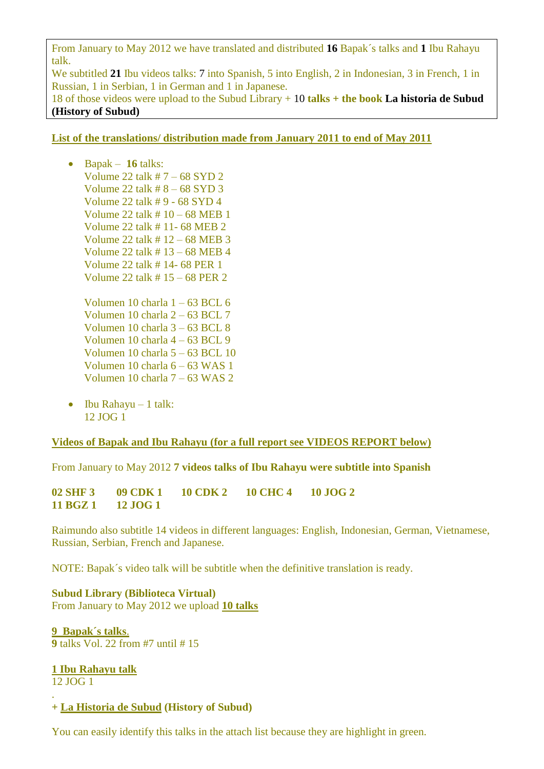From January to May 2012 we have translated and distributed **16** Bapak´s talks and **1** Ibu Rahayu talk.
We subtitled **21** Ibu videos talks: 7 into Spanish, 5 into English, 2 in Indonesian, 3 in French, 1 in Russian, 1 in Serbian, 1 in German and 1 in Japanese.
18 of those videos were upload to the Subud Library + 10 **talks + the book La historia de Subud (History of Subud)**

**List of the translations/ distribution made from January 2011 to end of May 2011**

- Bapak – **16** talks:
  Volume 22 talk # 7 – 68 SYD 2
  Volume 22 talk # 8 – 68 SYD 3
  Volume 22 talk # 9 - 68 SYD 4
  Volume 22 talk # 10 – 68 MEB 1
  Volume 22 talk # 11- 68 MEB 2
  Volume 22 talk # 12 – 68 MEB 3
  Volume 22 talk # 13 – 68 MEB 4
  Volume 22 talk # 14- 68 PER 1
  Volume 22 talk # 15 – 68 PER 2

  Volumen 10 charla 1 – 63 BCL 6
  Volumen 10 charla 2 – 63 BCL 7
  Volumen 10 charla 3 – 63 BCL 8
  Volumen 10 charla 4 – 63 BCL 9
  Volumen 10 charla 5 – 63 BCL 10
  Volumen 10 charla 6 – 63 WAS 1
  Volumen 10 charla 7 – 63 WAS 2

- Ibu Rahayu – 1 talk:
  12 JOG 1

**Videos of Bapak and Ibu Rahayu (for a full report see VIDEOS REPORT below)**

From January to May 2012 **7 videos talks of Ibu Rahayu were subtitle into Spanish**

**02 SHF 3 09 CDK 1 10 CDK 2 10 CHC 4 10 JOG 2**
**11 BGZ 1 12 JOG 1**

Raimundo also subtitle 14 videos in different languages: English, Indonesian, German, Vietnamese, Russian, Serbian, French and Japanese.

NOTE: Bapak´s video talk will be subtitle when the definitive translation is ready.

**Subud Library (Biblioteca Virtual)**
From January to May 2012 we upload **10 talks**

**9 Bapak´s talks**.
**9** talks Vol. 22 from #7 until # 15

**1 Ibu Rahayu talk**
12 JOG 1

.
**+ La Historia de Subud (History of Subud)**

You can easily identify this talks in the attach list because they are highlight in green.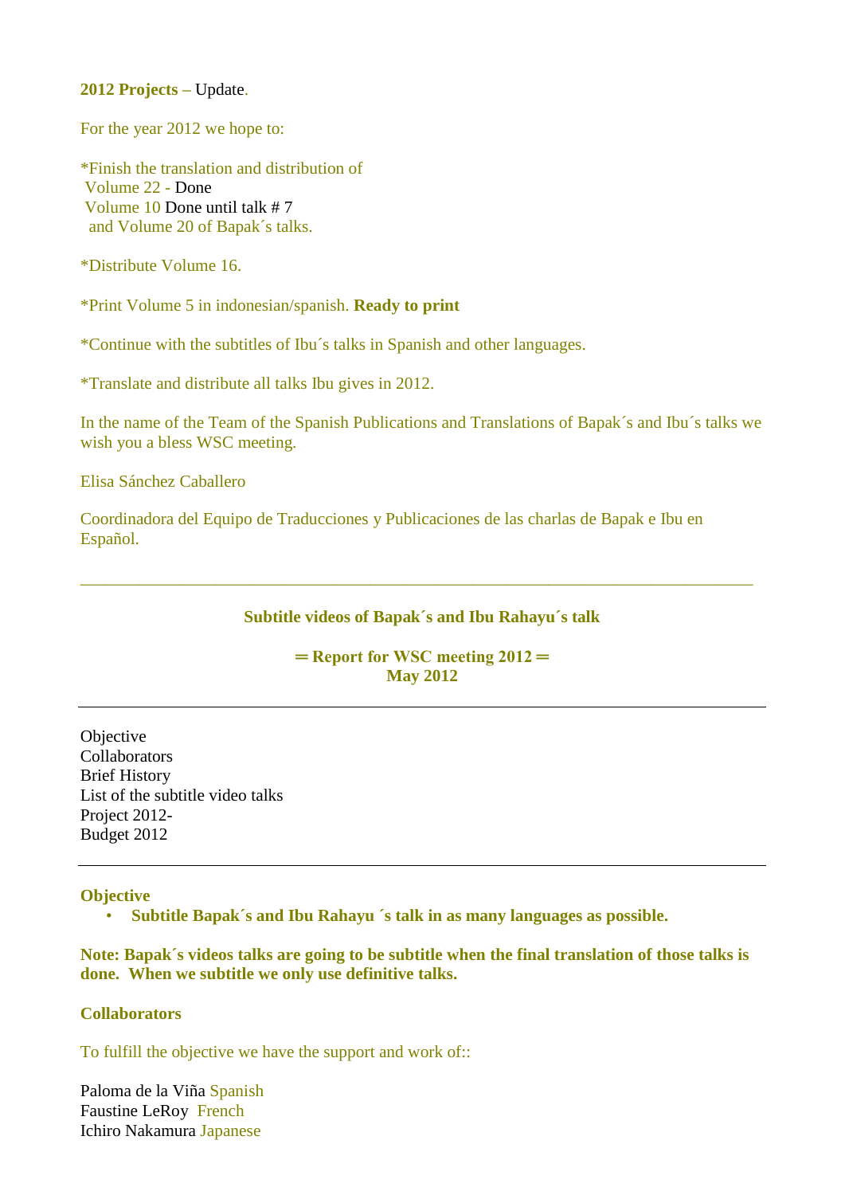**2012 Projects –** Update.

For the year 2012 we hope to:

*Finish the translation and distribution of
Volume 22 - Done
Volume 10 Done until talk # 7
and Volume 20 of Bapak´s talks.

*Distribute Volume 16.

*Print Volume 5 in indonesian/spanish. **Ready to print**

*Continue with the subtitles of Ibu´s talks in Spanish and other languages.

*Translate and distribute all talks Ibu gives in 2012.

In the name of the Team of the Spanish Publications and Translations of Bapak´s and Ibu´s talks we wish you a bless WSC meeting.

Elisa Sánchez Caballero

Coordinadora del Equipo de Traducciones y Publicaciones de las charlas de Bapak e Ibu en Español.

---

**Subtitle videos of Bapak´s and Ibu Rahayu´s talk**

**═ Report for WSC meeting 2012 ═**
**May 2012**

---

Objective
Collaborators
Brief History
List of the subtitle video talks
Project 2012-
Budget 2012

---

**Objective**

- **Subtitle Bapak´s and Ibu Rahayu ´s talk in as many languages as possible.**

**Note: Bapak´s videos talks are going to be subtitle when the final translation of those talks is done. When we subtitle we only use definitive talks.**

**Collaborators**

To fulfill the objective we have the support and work of::

Paloma de la Viña Spanish
Faustine LeRoy French
Ichiro Nakamura Japanese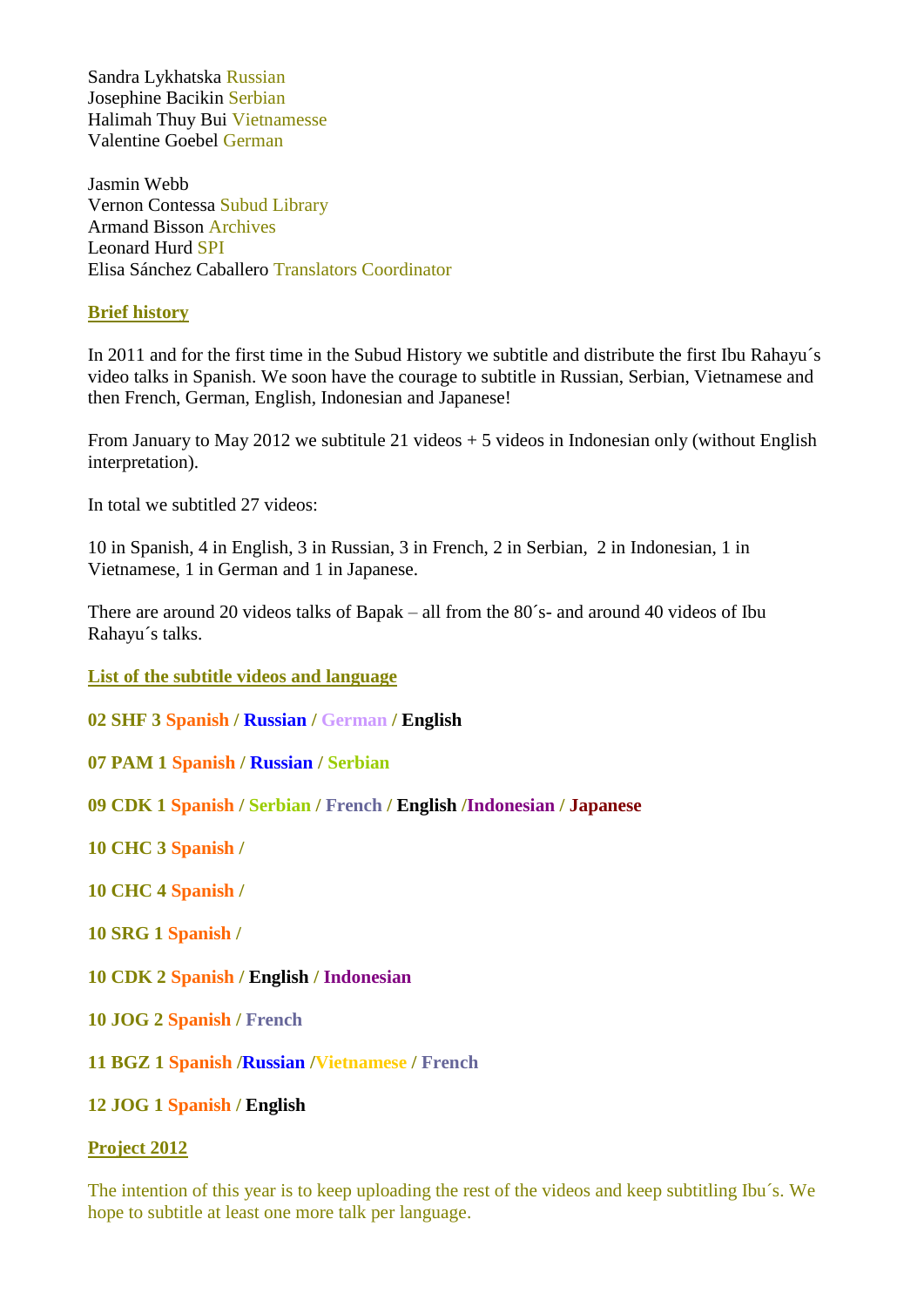Sandra Lykhatska Russian
Josephine Bacikin Serbian
Halimah Thuy Bui Vietnamesse
Valentine Goebel German

Jasmin Webb
Vernon Contessa Subud Library
Armand Bisson Archives
Leonard Hurd SPI
Elisa Sánchez Caballero Translators Coordinator

**Brief history**

In 2011 and for the first time in the Subud History we subtitle and distribute the first Ibu Rahayu´s video talks in Spanish. We soon have the courage to subtitle in Russian, Serbian, Vietnamese and then French, German, English, Indonesian and Japanese!

From January to May 2012 we subtitule 21 videos + 5 videos in Indonesian only (without English interpretation).

In total we subtitled 27 videos:

10 in Spanish, 4 in English, 3 in Russian, 3 in French, 2 in Serbian, 2 in Indonesian, 1 in Vietnamese, 1 in German and 1 in Japanese.

There are around 20 videos talks of Bapak – all from the 80´s- and around 40 videos of Ibu Rahayu´s talks.

**List of the subtitle videos and language**

**02 SHF 3 Spanish / Russian / German / English**

**07 PAM 1 Spanish / Russian / Serbian**

**09 CDK 1 Spanish / Serbian / French / English /Indonesian / Japanese**

**10 CHC 3 Spanish /**

**10 CHC 4 Spanish /**

**10 SRG 1 Spanish /**

**10 CDK 2 Spanish / English / Indonesian**

**10 JOG 2 Spanish / French**

**11 BGZ 1 Spanish /Russian /Vietnamese / French**

**12 JOG 1 Spanish / English**

**Project 2012**

The intention of this year is to keep uploading the rest of the videos and keep subtitling Ibu´s. We hope to subtitle at least one more talk per language.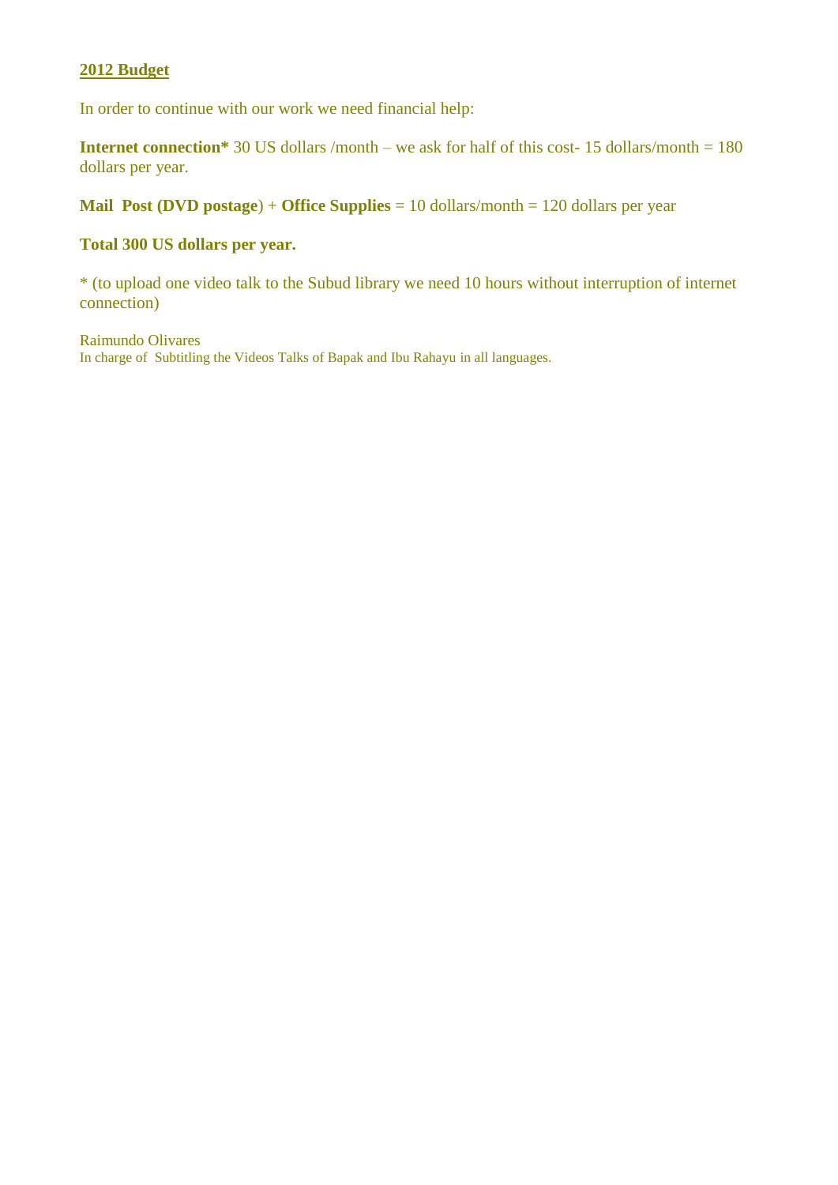**2012 Budget**

In order to continue with our work we need financial help:

**Internet connection*** 30 US dollars /month – we ask for half of this cost- 15 dollars/month = 180 dollars per year.

**Mail Post (DVD postage**) + **Office Supplies** = 10 dollars/month = 120 dollars per year

**Total 300 US dollars per year.**

* (to upload one video talk to the Subud library we need 10 hours without interruption of internet connection)

Raimundo Olivares
In charge of Subtitling the Videos Talks of Bapak and Ibu Rahayu in all languages.